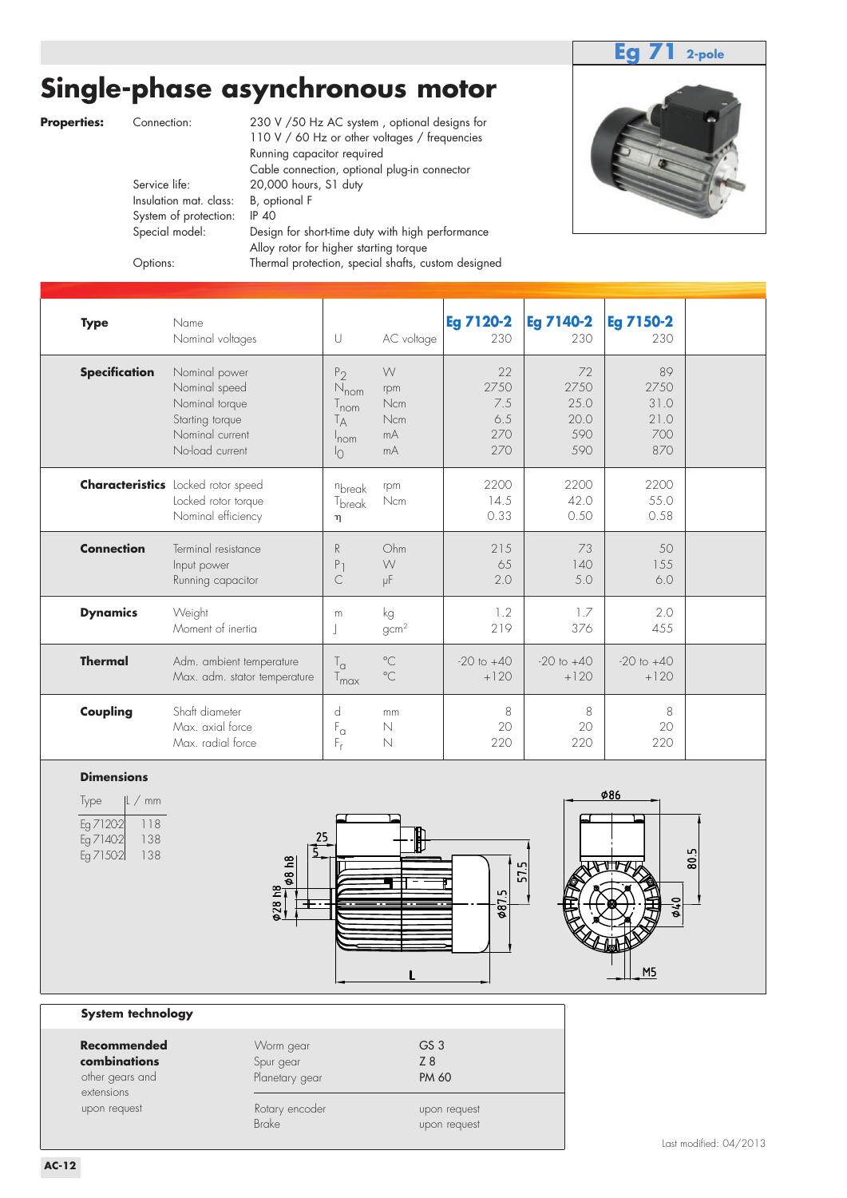# Single-phase asynchronous motor

**Eg 71** 2-pole

**Properties:**

| | |
|---|---|
| Connection: | 230 V /50 Hz AC system , optional designs for 110 V / 60 Hz or other voltages / frequencies<br>Running capacitor required<br>Cable connection, optional plug-in connector |
| Service life: | 20,000 hours, S1 duty |
| Insulation mat. class: | B, optional F |
| System of protection: | IP 40 |
| Special model: | Design for short-time duty with high performance<br>Alloy rotor for higher starting torque |
| Options: | Thermal protection, special shafts, custom designed |

| | | | | Eg 7120-2 | Eg 7140-2 | Eg 7150-2 |
|---|---|---|---|---|---|---|
| **Type** | Name<br>Nominal voltages | U | AC voltage | 230 | 230 | 230 |
| **Specification** | Nominal power | $P_2$ | W | 22 | 72 | 89 |
| | Nominal speed | $N_{nom}$ | rpm | 2750 | 2750 | 2750 |
| | Nominal torque | $T_{nom}$ | Ncm | 7.5 | 25.0 | 31.0 |
| | Starting torque | $T_A$ | Ncm | 6.5 | 20.0 | 21.0 |
| | Nominal current | $I_{nom}$ | mA | 270 | 590 | 700 |
| | No-load current | $I_0$ | mA | 270 | 590 | 870 |
| **Characteristics** | Locked rotor speed | $n_{break}$ | rpm | 2200 | 2200 | 2200 |
| | Locked rotor torque | $T_{break}$ | Ncm | 14.5 | 42.0 | 55.0 |
| | Nominal efficiency | $\eta$ | | 0.33 | 0.50 | 0.58 |
| **Connection** | Terminal resistance | R | Ohm | 215 | 73 | 50 |
| | Input power | $P_1$ | W | 65 | 140 | 155 |
| | Running capacitor | C | µF | 2.0 | 5.0 | 6.0 |
| **Dynamics** | Weight | m | kg | 1.2 | 1.7 | 2.0 |
| | Moment of inertia | J | gcm² | 219 | 376 | 455 |
| **Thermal** | Adm. ambient temperature | $T_a$ | °C | -20 to +40 | -20 to +40 | -20 to +40 |
| | Max. adm. stator temperature | $T_{max}$ | °C | +120 | +120 | +120 |
| **Coupling** | Shaft diameter | d | mm | 8 | 8 | 8 |
| | Max. axial force | $F_a$ | N | 20 | 20 | 20 |
| | Max. radial force | $F_r$ | N | 220 | 220 | 220 |

**Dimensions**

| Type | L / mm |
|---|---|
| Eg 7120-2 | 118 |
| Eg 7140-2 | 138 |
| Eg 7150-2 | 138 |

25, 5, Ø8 h8, Ø28 h8, Ø87.5, 57.5, L, Ø86, 80.5, Ø40, M5

**System technology**

| | | |
|---|---|---|
| **Recommended combinations** | Worm gear | GS 3 |
| | Spur gear | Z 8 |
| | Planetary gear | PM 60 |
| other gears and extensions upon request | Rotary encoder | upon request |
| | Brake | upon request |

Last modified: 04/2013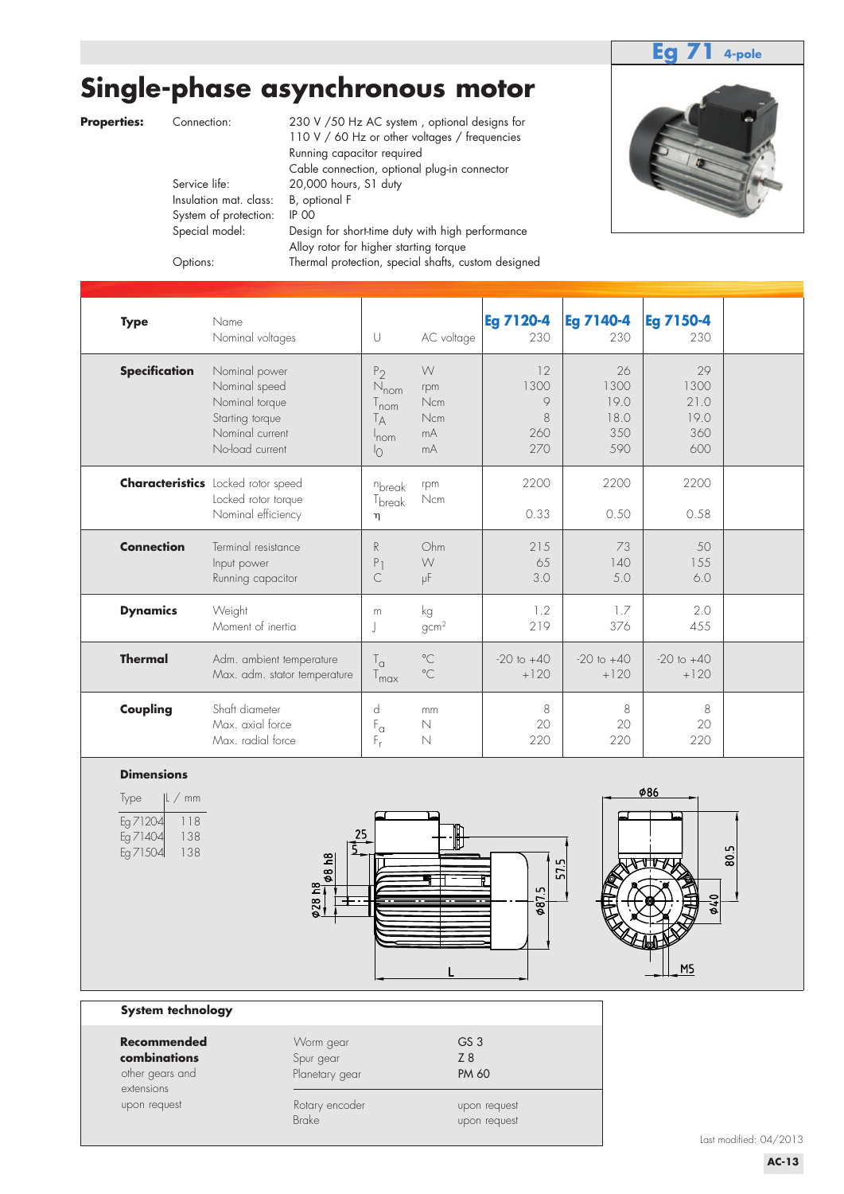**Eg 71** 4-pole

# Single-phase asynchronous motor

| | | |
|---|---|---|
| **Properties:** | Connection: | 230 V /50 Hz AC system , optional designs for 110 V / 60 Hz or other voltages / frequencies<br>Running capacitor required<br>Cable connection, optional plug-in connector |
| | Service life: | 20,000 hours, S1 duty |
| | Insulation mat. class: | B, optional F |
| | System of protection: | IP 00 |
| | Special model: | Design for short-time duty with high performance<br>Alloy rotor for higher starting torque |
| | Options: | Thermal protection, special shafts, custom designed |

| | | | | Eg 7120-4 | Eg 7140-4 | Eg 7150-4 |
|---|---|---|---|---|---|---|
| **Type** | Name | | | | | |
| | Nominal voltages | U | AC voltage | 230 | 230 | 230 |
| **Specification** | Nominal power | $P_2$ | W | 12 | 26 | 29 |
| | Nominal speed | $N_{nom}$ | rpm | 1300 | 1300 | 1300 |
| | Nominal torque | $T_{nom}$ | Ncm | 9 | 19.0 | 21.0 |
| | Starting torque | $T_A$ | Ncm | 8 | 18.0 | 19.0 |
| | Nominal current | $I_{nom}$ | mA | 260 | 350 | 360 |
| | No-load current | $I_0$ | mA | 270 | 590 | 600 |
| **Characteristics** | Locked rotor speed | $n_{break}$ | rpm | 2200 | 2200 | 2200 |
| | Locked rotor torque | $T_{break}$ | Ncm | | | |
| | Nominal efficiency | $\eta$ | | 0.33 | 0.50 | 0.58 |
| **Connection** | Terminal resistance | R | Ohm | 215 | 73 | 50 |
| | Input power | $P_1$ | W | 65 | 140 | 155 |
| | Running capacitor | C | µF | 3.0 | 5.0 | 6.0 |
| **Dynamics** | Weight | m | kg | 1.2 | 1.7 | 2.0 |
| | Moment of inertia | J | gcm² | 219 | 376 | 455 |
| **Thermal** | Adm. ambient temperature | $T_a$ | °C | -20 to +40 | -20 to +40 | -20 to +40 |
| | Max. adm. stator temperature | $T_{max}$ | °C | +120 | +120 | +120 |
| **Coupling** | Shaft diameter | d | mm | 8 | 8 | 8 |
| | Max. axial force | $F_a$ | N | 20 | 20 | 20 |
| | Max. radial force | $F_r$ | N | 220 | 220 | 220 |

### Dimensions

| Type | L / mm |
|---|---|
| Eg 7120-4 | 118 |
| Eg 7140-4 | 138 |
| Eg 7150-4 | 138 |

25
5
Ø8 h8
Ø28 h8
57.5
Ø87.5
L
Ø86
80.5
Ø40
M5

### System technology

| | | |
|---|---|---|
| **Recommended combinations** | Worm gear | GS 3 |
| | Spur gear | Z 8 |
| other gears and extensions upon request | Planetary gear | PM 60 |
| | Rotary encoder | upon request |
| | Brake | upon request |

Last modified: 04/2013